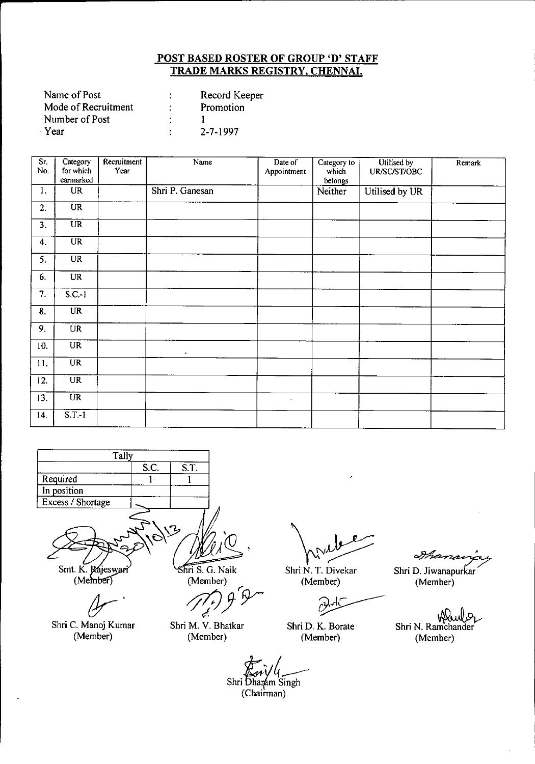**POST BASED ROSTER OF GROUP 'D' STAFF**
**TRADE MARKS REGISTRY, CHENNAI.**

| | | |
|---|---|---|
| Name of Post | : | Record Keeper |
| Mode of Recruitment | : | Promotion |
| Number of Post | : | 1 |
| Year | : | 2-7-1997 |

| Sr. No. | Category for which earmarked | Recruitment Year | Name | Date of Appointment | Category to which belongs | Utilised by UR/SC/ST/OBC | Remark |
|---|---|---|---|---|---|---|---|
| 1. | UR | | Shri P. Ganesan | | Neither | Utilised by UR | |
| 2. | UR | | | | | | |
| 3. | UR | | | | | | |
| 4. | UR | | | | | | |
| 5. | UR | | | | | | |
| 6. | UR | | | | | | |
| 7. | S.C.-1 | | | | | | |
| 8. | UR | | | | | | |
| 9. | UR | | | | | | |
| 10. | UR | | | | | | |
| 11. | UR | | | | | | |
| 12. | UR | | | | | | |
| 13. | UR | | | | | | |
| 14. | S.T.-1 | | | | | | |

| Tally | S.C. | S.T. |
|---|---|---|
| Required | 1 | 1 |
| In position | | |
| Excess / Shortage | | |

Smt. K. Rajeswari (Member)

Shri S. G. Naik (Member)

Shri N. T. Divekar (Member)

Shri D. Jiwanapurkar (Member)

Shri C. Manoj Kumar (Member)

Shri M. V. Bhatkar (Member)

Shri D. K. Borate (Member)

Shri N. Ramchander (Member)

Shri Dharam Singh (Chairman)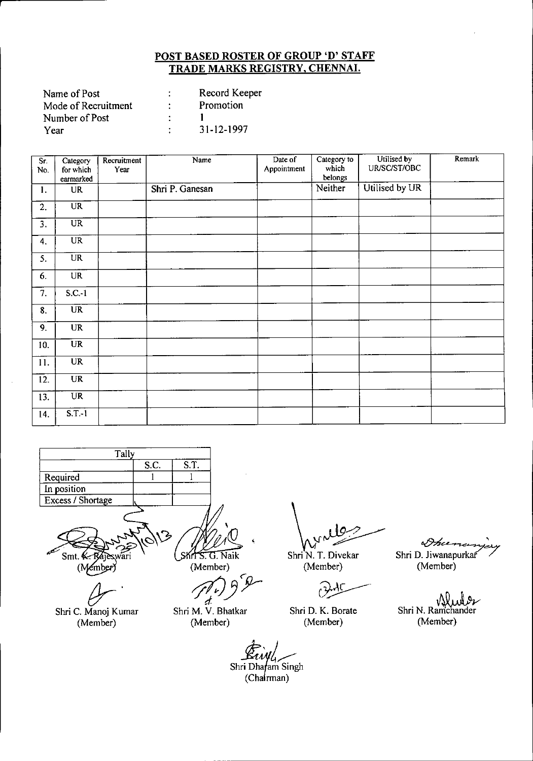**POST BASED ROSTER OF GROUP 'D' STAFF**
**TRADE MARKS REGISTRY, CHENNAI.**

| | | |
|---|---|---|
| Name of Post | : | Record Keeper |
| Mode of Recruitment | : | Promotion |
| Number of Post | : | 1 |
| Year | : | 31-12-1997 |

| Sr. No. | Category for which earmarked | Recruitment Year | Name | Date of Appointment | Category to which belongs | Utilised by UR/SC/ST/OBC | Remark |
|---|---|---|---|---|---|---|---|
| 1. | UR | | Shri P. Ganesan | | Neither | Utilised by UR | |
| 2. | UR | | | | | | |
| 3. | UR | | | | | | |
| 4. | UR | | | | | | |
| 5. | UR | | | | | | |
| 6. | UR | | | | | | |
| 7. | S.C.-1 | | | | | | |
| 8. | UR | | | | | | |
| 9. | UR | | | | | | |
| 10. | UR | | | | | | |
| 11. | UR | | | | | | |
| 12. | UR | | | | | | |
| 13. | UR | | | | | | |
| 14. | S.T.-1 | | | | | | |

| Tally | S.C. | S.T. |
|---|---|---|
| Required | 1 | 1 |
| In position | | |
| Excess / Shortage | | |

Smt. K. Rajeswari (Member)

Shri S. G. Naik (Member)

Shri N. T. Divekar (Member)

Shri D. Jiwanapurkar (Member)

Shri C. Manoj Kumar (Member)

Shri M. V. Bhatkar (Member)

Shri D. K. Borate (Member)

Shri N. Ramchander (Member)

Shri Dharam Singh (Chairman)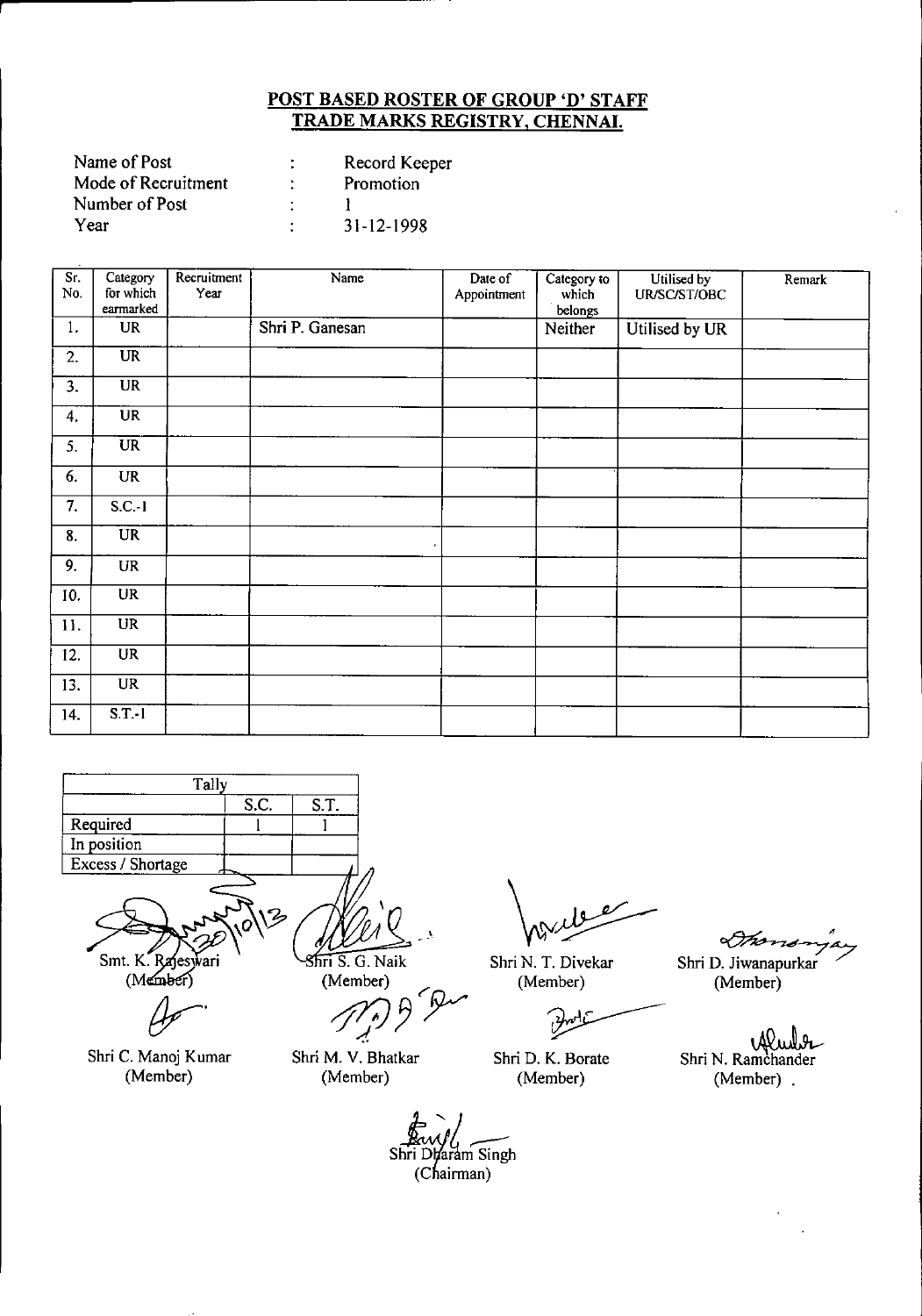## POST BASED ROSTER OF GROUP 'D' STAFF
## TRADE MARKS REGISTRY, CHENNAI.

| | | |
|---|---|---|
| Name of Post | : | Record Keeper |
| Mode of Recruitment | : | Promotion |
| Number of Post | : | 1 |
| Year | : | 31-12-1998 |

| Sr. No. | Category for which earmarked | Recruitment Year | Name | Date of Appointment | Category to which belongs | Utilised by UR/SC/ST/OBC | Remark |
|---|---|---|---|---|---|---|---|
| 1. | UR | | Shri P. Ganesan | | Neither | Utilised by UR | |
| 2. | UR | | | | | | |
| 3. | UR | | | | | | |
| 4. | UR | | | | | | |
| 5. | UR | | | | | | |
| 6. | UR | | | | | | |
| 7. | S.C.-1 | | | | | | |
| 8. | UR | | | | | | |
| 9. | UR | | | | | | |
| 10. | UR | | | | | | |
| 11. | UR | | | | | | |
| 12. | UR | | | | | | |
| 13. | UR | | | | | | |
| 14. | S.T.-1 | | | | | | |

| Tally | S.C. | S.T. |
|---|---|---|
| Required | 1 | 1 |
| In position | | |
| Excess / Shortage | | |

Smt. K. Rajeswari (Member) — Shri S. G. Naik (Member) — Shri N. T. Divekar (Member) — Shri D. Jiwanapurkar (Member)

Shri C. Manoj Kumar (Member) — Shri M. V. Bhatkar (Member) — Shri D. K. Borate (Member) — Shri N. Ramchander (Member)

Shri Dharam Singh (Chairman)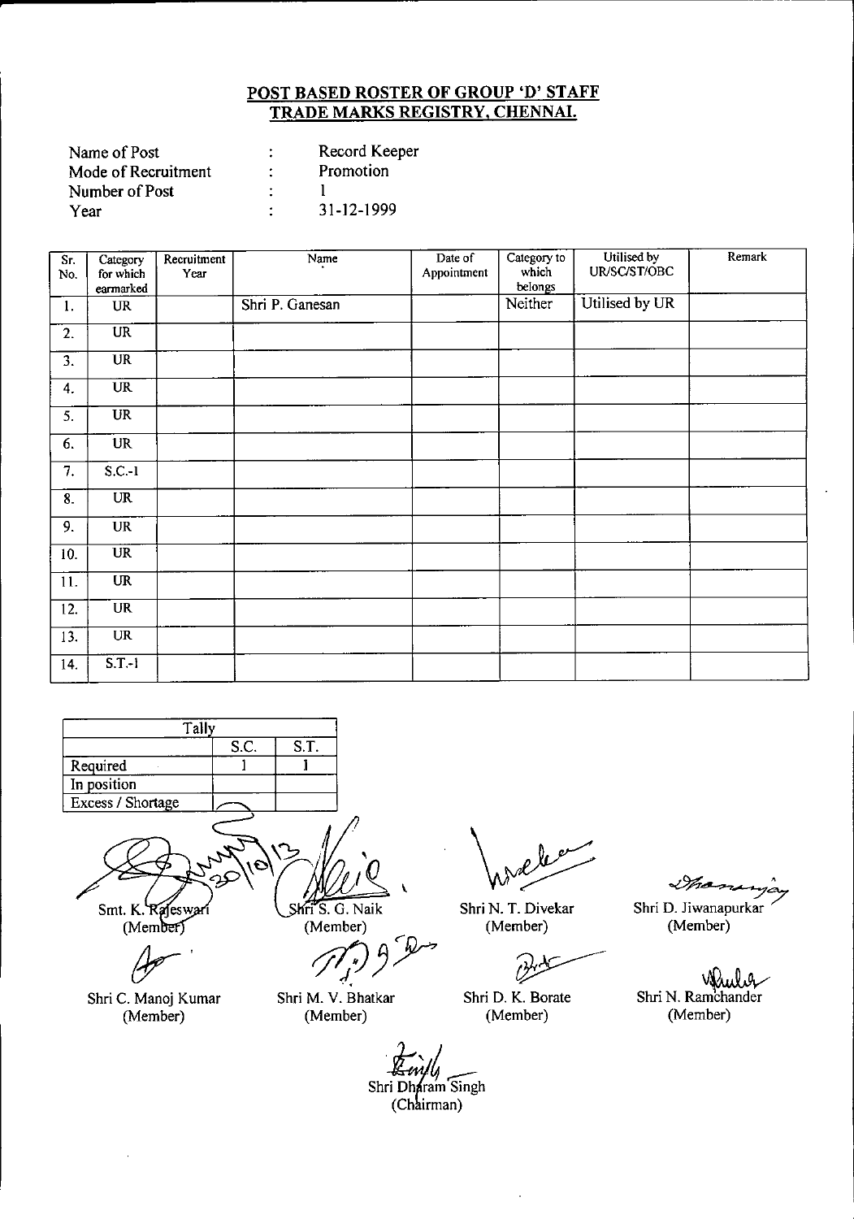# POST BASED ROSTER OF GROUP 'D' STAFF
# TRADE MARKS REGISTRY, CHENNAI.

| | | |
|---|---|---|
| Name of Post | : | Record Keeper |
| Mode of Recruitment | : | Promotion |
| Number of Post | : | 1 |
| Year | : | 31-12-1999 |

| Sr. No. | Category for which earmarked | Recruitment Year | Name | Date of Appointment | Category to which belongs | Utilised by UR/SC/ST/OBC | Remark |
|---|---|---|---|---|---|---|---|
| 1. | UR | | Shri P. Ganesan | | Neither | Utilised by UR | |
| 2. | UR | | | | | | |
| 3. | UR | | | | | | |
| 4. | UR | | | | | | |
| 5. | UR | | | | | | |
| 6. | UR | | | | | | |
| 7. | S.C.-1 | | | | | | |
| 8. | UR | | | | | | |
| 9. | UR | | | | | | |
| 10. | UR | | | | | | |
| 11. | UR | | | | | | |
| 12. | UR | | | | | | |
| 13. | UR | | | | | | |
| 14. | S.T.-1 | | | | | | |

| Tally | | |
|---|---|---|
| | S.C. | S.T. |
| Required | 1 | 1 |
| In position | | |
| Excess / Shortage | | |

Smt. K. Rajeswari (Member) | Shri S. G. Naik (Member) | Shri N. T. Divekar (Member) | Shri D. Jiwanapurkar (Member)

Shri C. Manoj Kumar (Member) | Shri M. V. Bhatkar (Member) | Shri D. K. Borate (Member) | Shri N. Ramchander (Member)

Shri Dharam Singh (Chairman)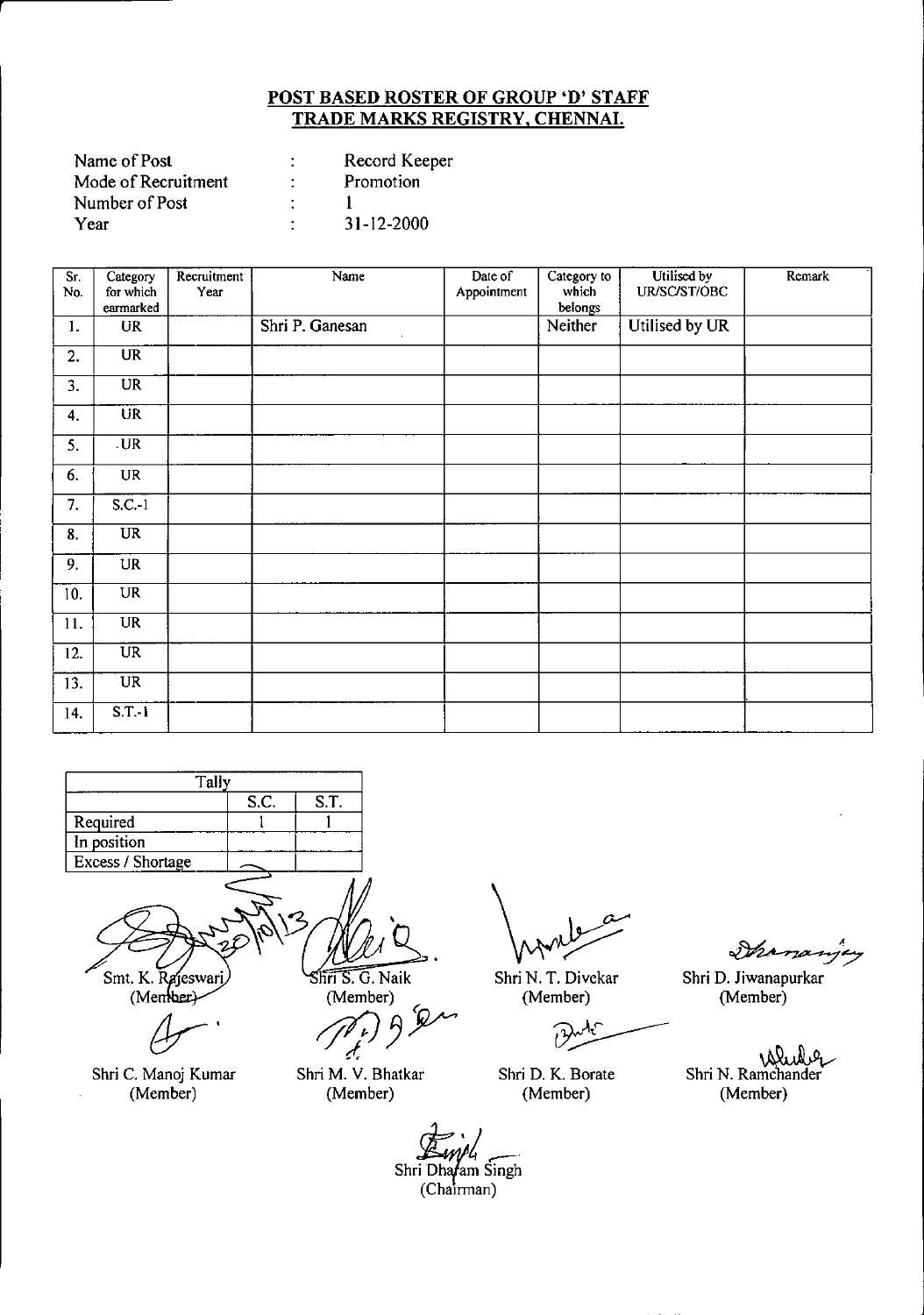**POST BASED ROSTER OF GROUP 'D' STAFF**
**TRADE MARKS REGISTRY, CHENNAI.**

| | | |
|---|---|---|
| Name of Post | : | Record Keeper |
| Mode of Recruitment | : | Promotion |
| Number of Post | : | 1 |
| Year | : | 31-12-2000 |

| Sr. No. | Category for which earmarked | Recruitment Year | Name | Date of Appointment | Category to which belongs | Utilised by UR/SC/ST/OBC | Remark |
|---|---|---|---|---|---|---|---|
| 1. | UR | | Shri P. Ganesan | | Neither | Utilised by UR | |
| 2. | UR | | | | | | |
| 3. | UR | | | | | | |
| 4. | UR | | | | | | |
| 5. | .UR | | | | | | |
| 6. | UR | | | | | | |
| 7. | S.C.-1 | | | | | | |
| 8. | UR | | | | | | |
| 9. | UR | | | | | | |
| 10. | UR | | | | | | |
| 11. | UR | | | | | | |
| 12. | UR | | | | | | |
| 13. | UR | | | | | | |
| 14. | S.T.-1 | | | | | | |

| Tally | | |
|---|---|---|
| | S.C. | S.T. |
| Required | 1 | 1 |
| In position | | |
| Excess / Shortage | | |

20/10/13

Smt. K. Rajeswari (Member)

Shri S. G. Naik (Member)

Shri N. T. Divekar (Member)

Shri D. Jiwanapurkar (Member)

Shri C. Manoj Kumar (Member)

Shri M. V. Bhatkar (Member)

Shri D. K. Borate (Member)

Shri N. Ramchander (Member)

Shri Dharam Singh (Chairman)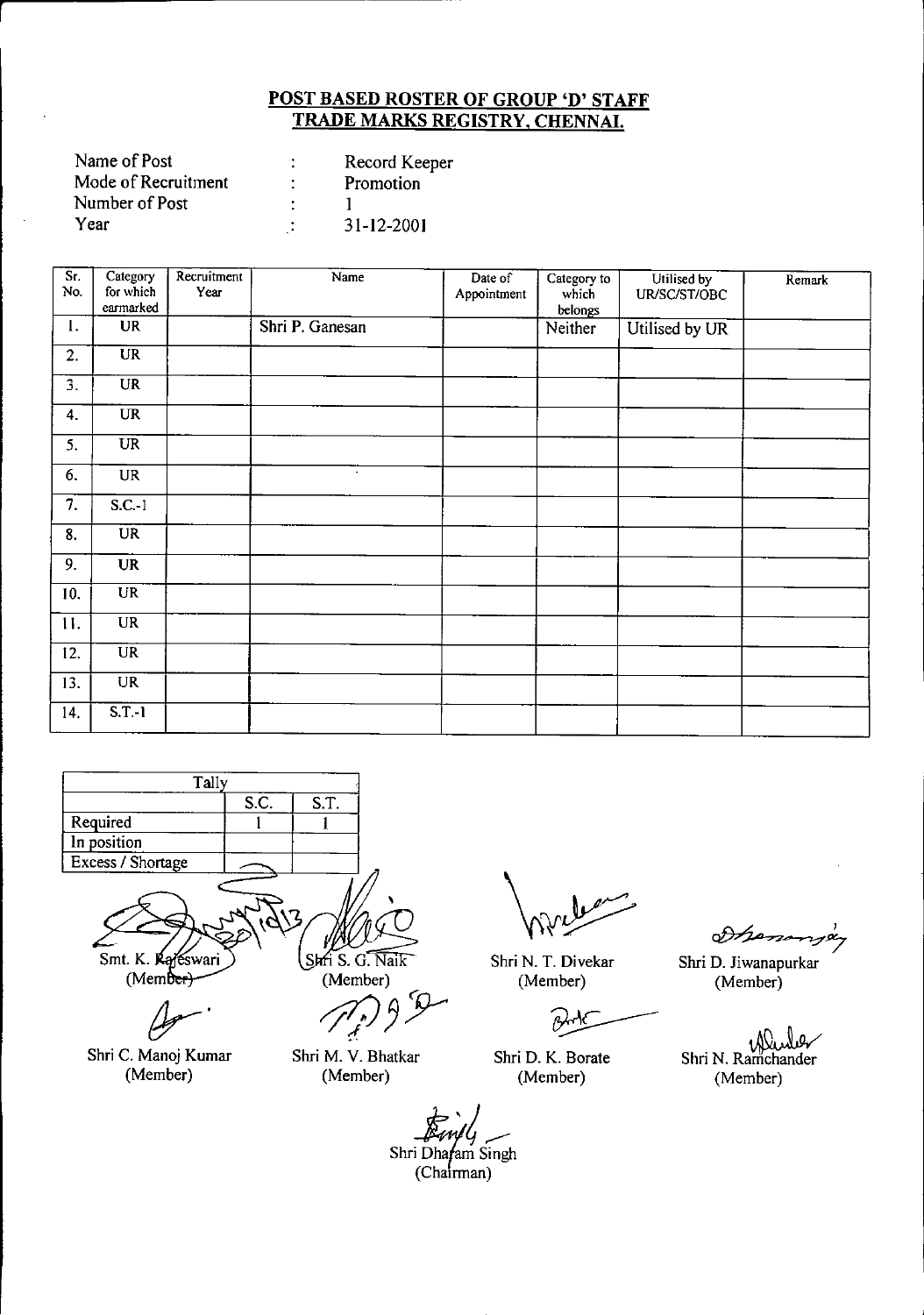## POST BASED ROSTER OF GROUP 'D' STAFF
## TRADE MARKS REGISTRY, CHENNAI.

| | | |
|---|---|---|
| Name of Post | : | Record Keeper |
| Mode of Recruitment | : | Promotion |
| Number of Post | : | 1 |
| Year | : | 31-12-2001 |

| Sr. No. | Category for which earmarked | Recruitment Year | Name | Date of Appointment | Category to which belongs | Utilised by UR/SC/ST/OBC | Remark |
|---|---|---|---|---|---|---|---|
| 1. | UR | | Shri P. Ganesan | | Neither | Utilised by UR | |
| 2. | UR | | | | | | |
| 3. | UR | | | | | | |
| 4. | UR | | | | | | |
| 5. | UR | | | | | | |
| 6. | UR | | | | | | |
| 7. | S.C.-1 | | | | | | |
| 8. | UR | | | | | | |
| 9. | UR | | | | | | |
| 10. | UR | | | | | | |
| 11. | UR | | | | | | |
| 12. | UR | | | | | | |
| 13. | UR | | | | | | |
| 14. | S.T.-1 | | | | | | |

| Tally | | |
|---|---|---|
| | S.C. | S.T. |
| Required | 1 | 1 |
| In position | | |
| Excess / Shortage | — | |

Smt. K. Rajeswari (Member) — Shri S. G. Naik (Member) — Shri N. T. Divekar (Member) — Shri D. Jiwanapurkar (Member)

Shri C. Manoj Kumar (Member) — Shri M. V. Bhatkar (Member) — Shri D. K. Borate (Member) — Shri N. Ramchander (Member)

Shri Dharam Singh (Chairman)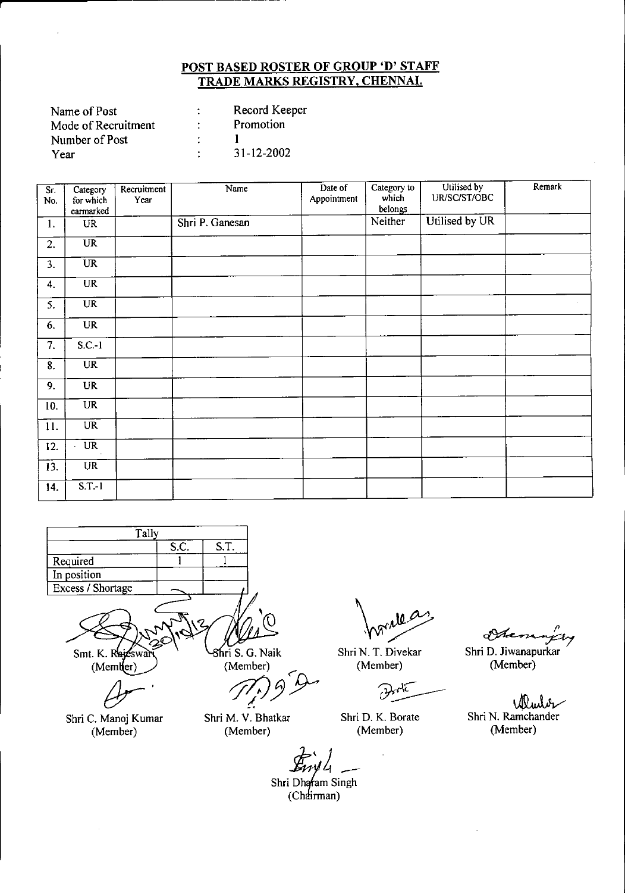## POST BASED ROSTER OF GROUP 'D' STAFF
## TRADE MARKS REGISTRY, CHENNAI.

| | | |
|---|---|---|
| Name of Post | : | Record Keeper |
| Mode of Recruitment | : | Promotion |
| Number of Post | : | 1 |
| Year | : | 31-12-2002 |

| Sr. No. | Category for which earmarked | Recruitment Year | Name | Date of Appointment | Category to which belongs | Utilised by UR/SC/ST/OBC | Remark |
|---|---|---|---|---|---|---|---|
| 1. | UR | | Shri P. Ganesan | | Neither | Utilised by UR | |
| 2. | UR | | | | | | |
| 3. | UR | | | | | | |
| 4. | UR | | | | | | |
| 5. | UR | | | | | | |
| 6. | UR | | | | | | |
| 7. | S.C.-1 | | | | | | |
| 8. | UR | | | | | | |
| 9. | UR | | | | | | |
| 10. | UR | | | | | | |
| 11. | UR | | | | | | |
| 12. | UR | | | | | | |
| 13. | UR | | | | | | |
| 14. | S.T.-1 | | | | | | |

| Tally | S.C. | S.T. |
|---|---|---|
| Required | 1 | 1 |
| In position | | |
| Excess / Shortage | | |

Smt. K. Rajeswari (Member)

Shri S. G. Naik (Member)

Shri N. T. Divekar (Member)

Shri D. Jiwanapurkar (Member)

Shri C. Manoj Kumar (Member)

Shri M. V. Bhatkar (Member)

Shri D. K. Borate (Member)

Shri N. Ramchander (Member)

Shri Dharam Singh (Chairman)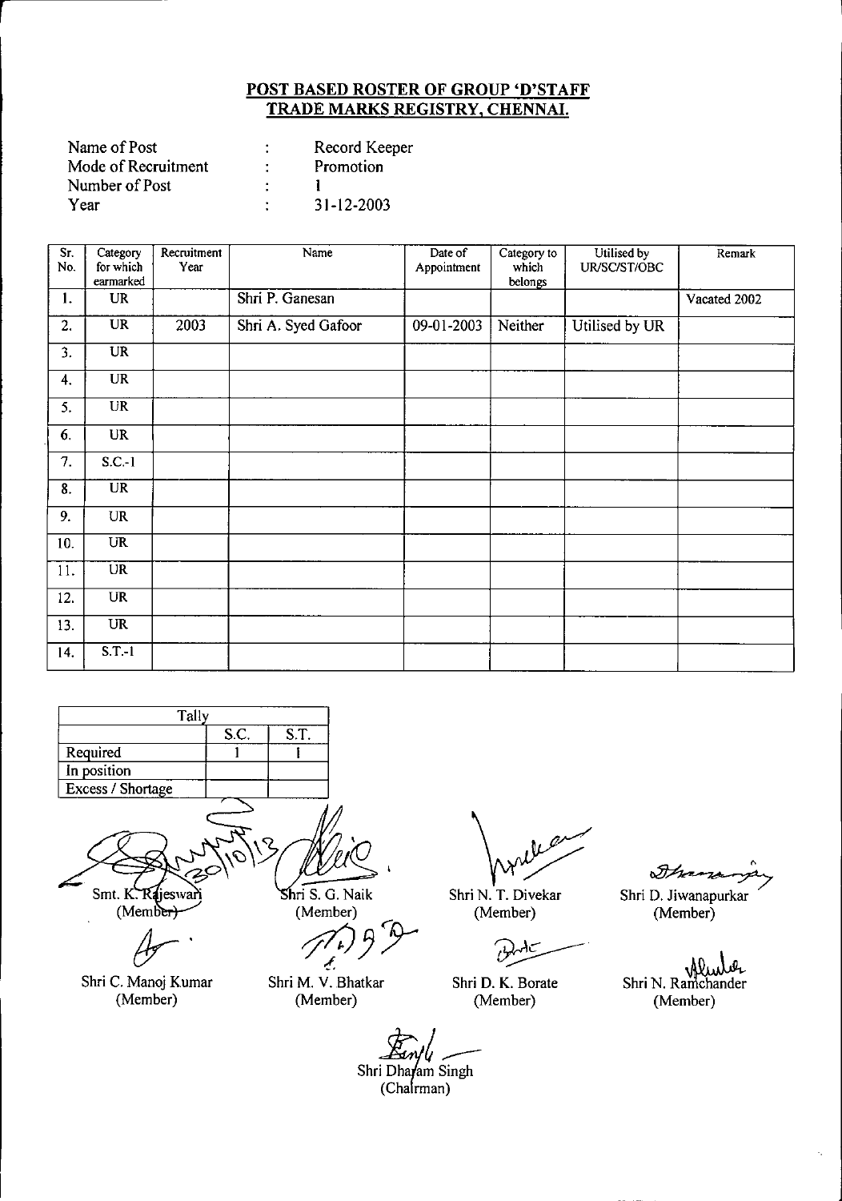## POST BASED ROSTER OF GROUP 'D'STAFF
## TRADE MARKS REGISTRY, CHENNAI.

Name of Post : Record Keeper
Mode of Recruitment : Promotion
Number of Post : 1
Year : 31-12-2003

| Sr. No. | Category for which earmarked | Recruitment Year | Name | Date of Appointment | Category to which belongs | Utilised by UR/SC/ST/OBC | Remark |
|---|---|---|---|---|---|---|---|
| 1. | UR | | Shri P. Ganesan | | | | Vacated 2002 |
| 2. | UR | 2003 | Shri A. Syed Gafoor | 09-01-2003 | Neither | Utilised by UR | |
| 3. | UR | | | | | | |
| 4. | UR | | | | | | |
| 5. | UR | | | | | | |
| 6. | UR | | | | | | |
| 7. | S.C.-1 | | | | | | |
| 8. | UR | | | | | | |
| 9. | UR | | | | | | |
| 10. | UR | | | | | | |
| 11. | UR | | | | | | |
| 12. | UR | | | | | | |
| 13. | UR | | | | | | |
| 14. | S.T.-1 | | | | | | |

| Tally | | |
|---|---|---|
| | S.C. | S.T. |
| Required | 1 | 1 |
| In position | | |
| Excess / Shortage | | |

30/10/13

Smt. K. Rajeswari (Member) | Shri S. G. Naik (Member) | Shri N. T. Divekar (Member) | Shri D. Jiwanapurkar (Member)

Shri C. Manoj Kumar (Member) | Shri M. V. Bhatkar (Member) | Shri D. K. Borate (Member) | Shri N. Ramchander (Member)

Shri Dharam Singh (Chairman)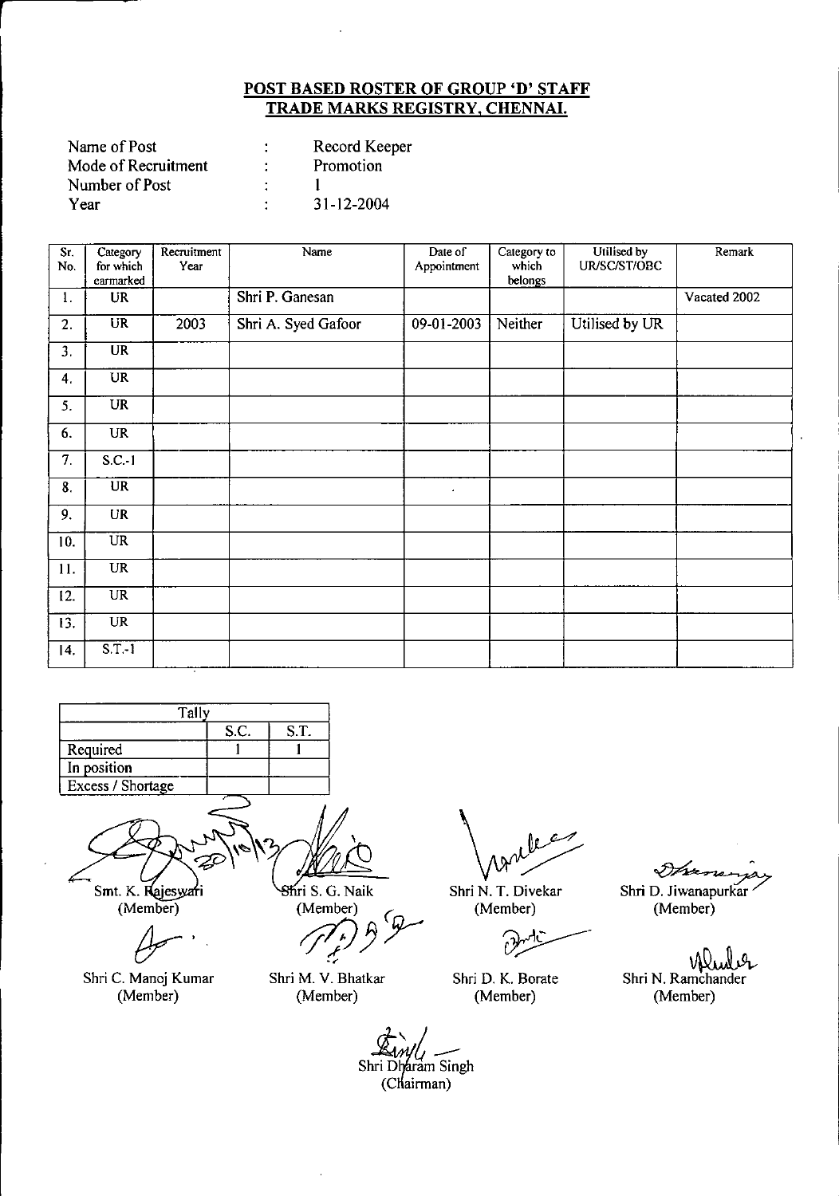## POST BASED ROSTER OF GROUP 'D' STAFF
## TRADE MARKS REGISTRY, CHENNAI.

| | | |
|---|---|---|
| Name of Post | : | Record Keeper |
| Mode of Recruitment | : | Promotion |
| Number of Post | : | 1 |
| Year | : | 31-12-2004 |

| Sr. No. | Category for which earmarked | Recruitment Year | Name | Date of Appointment | Category to which belongs | Utilised by UR/SC/ST/OBC | Remark |
|---|---|---|---|---|---|---|---|
| 1. | UR | | Shri P. Ganesan | | | | Vacated 2002 |
| 2. | UR | 2003 | Shri A. Syed Gafoor | 09-01-2003 | Neither | Utilised by UR | |
| 3. | UR | | | | | | |
| 4. | UR | | | | | | |
| 5. | UR | | | | | | |
| 6. | UR | | | | | | |
| 7. | S.C.-1 | | | | | | |
| 8. | UR | | | | | | |
| 9. | UR | | | | | | |
| 10. | UR | | | | | | |
| 11. | UR | | | | | | |
| 12. | UR | | | | | | |
| 13. | UR | | | | | | |
| 14. | S.T.-1 | | | | | | |

| Tally | | |
|---|---|---|
| | S.C. | S.T. |
| Required | 1 | 1 |
| In position | | |
| Excess / Shortage | | |

Smt. K. Rajeswari (Member) — Shri S. G. Naik (Member) — Shri N. T. Divekar (Member) — Shri D. Jiwanapurkar (Member)

Shri C. Manoj Kumar (Member) — Shri M. V. Bhatkar (Member) — Shri D. K. Borate (Member) — Shri N. Ramchander (Member)

Shri Dharam Singh (Chairman)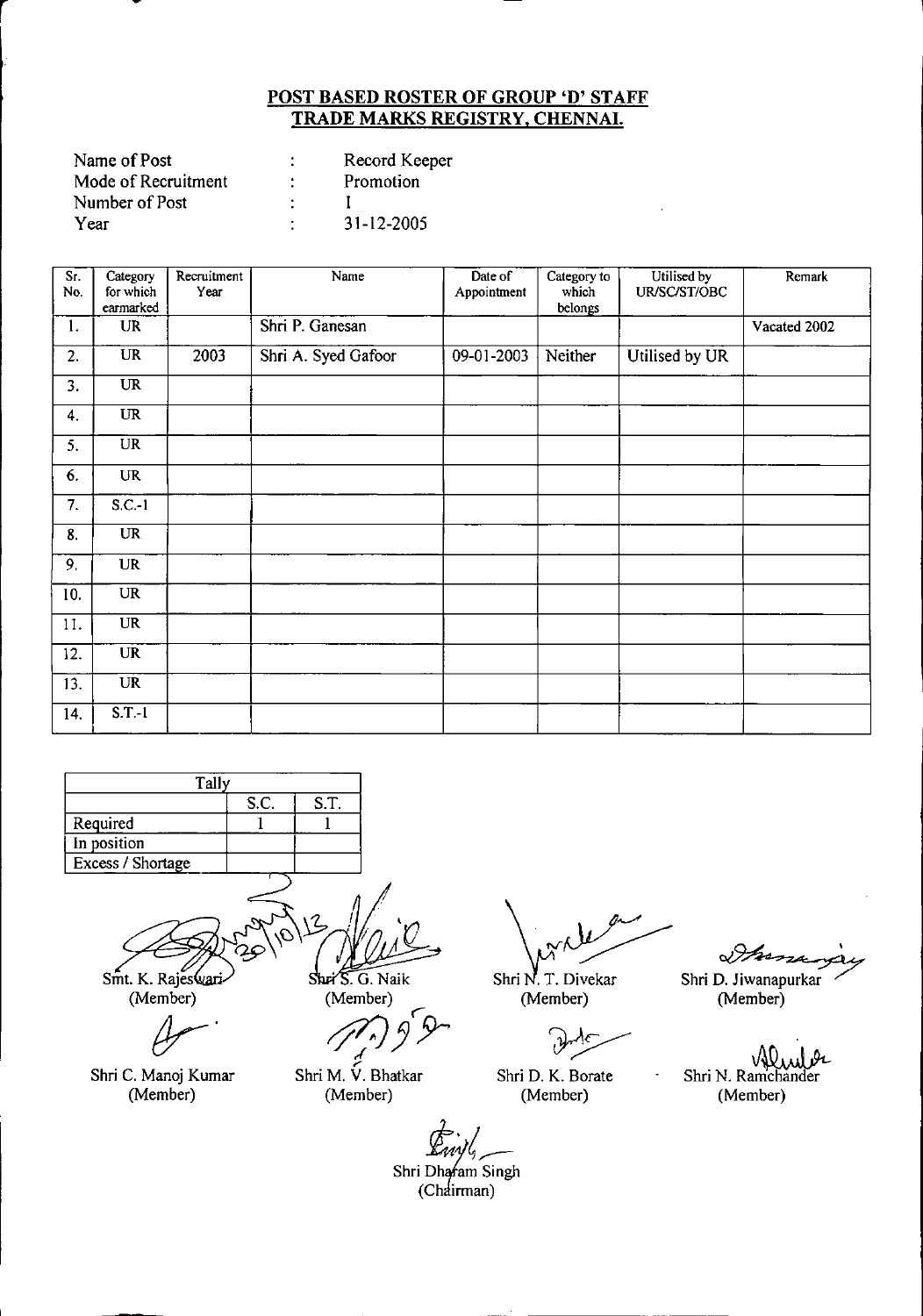## POST BASED ROSTER OF GROUP 'D' STAFF
## TRADE MARKS REGISTRY, CHENNAI.

Name of Post : Record Keeper
Mode of Recruitment : Promotion
Number of Post : I
Year : 31-12-2005

| Sr. No. | Category for which earmarked | Recruitment Year | Name | Date of Appointment | Category to which belongs | Utilised by UR/SC/ST/OBC | Remark |
|---|---|---|---|---|---|---|---|
| 1. | UR | | Shri P. Ganesan | | | | Vacated 2002 |
| 2. | UR | 2003 | Shri A. Syed Gafoor | 09-01-2003 | Neither | Utilised by UR | |
| 3. | UR | | | | | | |
| 4. | UR | | | | | | |
| 5. | UR | | | | | | |
| 6. | UR | | | | | | |
| 7. | S.C.-1 | | | | | | |
| 8. | UR | | | | | | |
| 9. | UR | | | | | | |
| 10. | UR | | | | | | |
| 11. | UR | | | | | | |
| 12. | UR | | | | | | |
| 13. | UR | | | | | | |
| 14. | S.T.-1 | | | | | | |

| Tally | | |
|---|---|---|
| | S.C. | S.T. |
| Required | 1 | 1 |
| In position | | |
| Excess / Shortage | | |

29/10/13

Smt. K. Rajeswari (Member)

Shri S. G. Naik (Member)

Shri N. T. Divekar (Member)

Shri D. Jiwanapurkar (Member)

Shri C. Manoj Kumar (Member)

Shri M. V. Bhatkar (Member)

Shri D. K. Borate (Member)

Shri N. Ramchander (Member)

Shri Dharam Singh (Chairman)